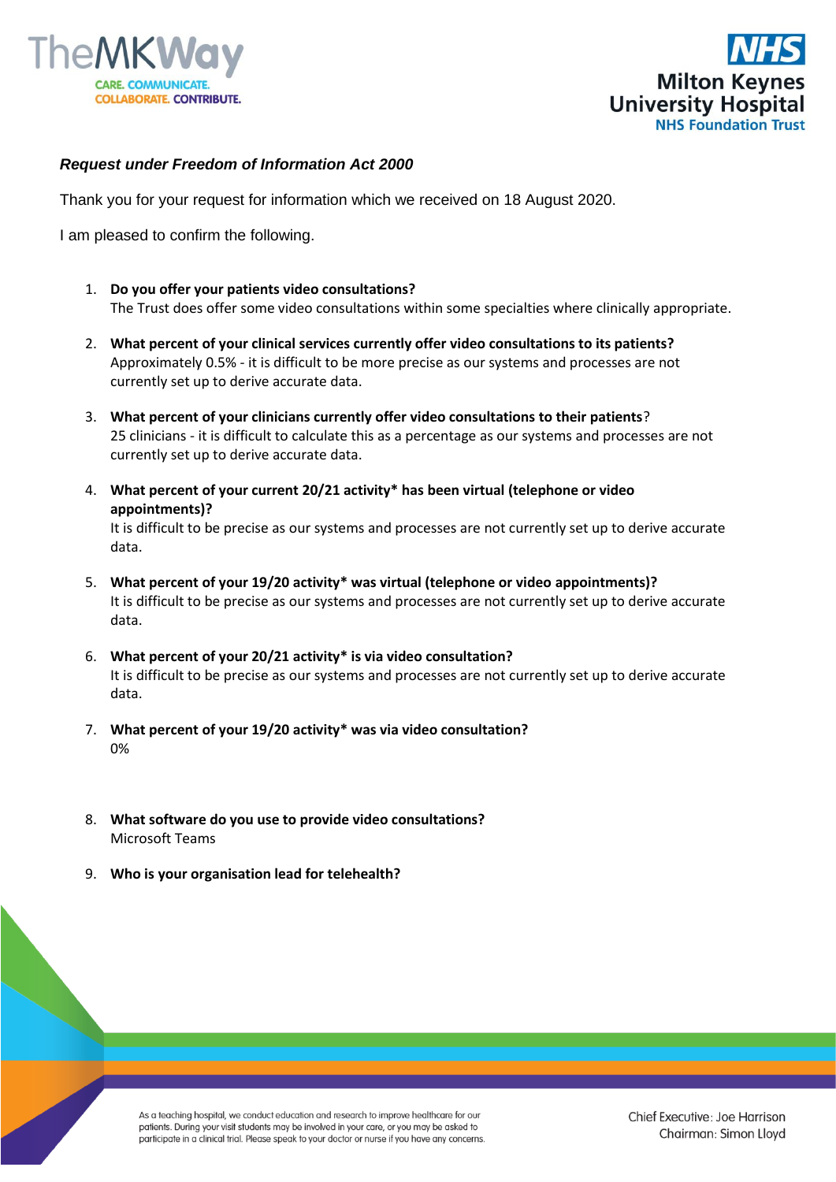***Request under Freedom of Information Act 2000***

Thank you for your request for information which we received on 18 August 2020.

I am pleased to confirm the following.

1. **Do you offer your patients video consultations?**
   The Trust does offer some video consultations within some specialties where clinically appropriate.

2. **What percent of your clinical services currently offer video consultations to its patients?**
   Approximately 0.5% - it is difficult to be more precise as our systems and processes are not currently set up to derive accurate data.

3. **What percent of your clinicians currently offer video consultations to their patients**?
   25 clinicians - it is difficult to calculate this as a percentage as our systems and processes are not currently set up to derive accurate data.

4. **What percent of your current 20/21 activity* has been virtual (telephone or video appointments)?**
   It is difficult to be precise as our systems and processes are not currently set up to derive accurate data.

5. **What percent of your 19/20 activity* was virtual (telephone or video appointments)?**
   It is difficult to be precise as our systems and processes are not currently set up to derive accurate data.

6. **What percent of your 20/21 activity* is via video consultation?**
   It is difficult to be precise as our systems and processes are not currently set up to derive accurate data.

7. **What percent of your 19/20 activity* was via video consultation?**
   0%

8. **What software do you use to provide video consultations?**
   Microsoft Teams

9. **Who is your organisation lead for telehealth?**

As a teaching hospital, we conduct education and research to improve healthcare for our patients. During your visit students may be involved in your care, or you may be asked to participate in a clinical trial. Please speak to your doctor or nurse if you have any concerns.

Chief Executive: Joe Harrison
Chairman: Simon Lloyd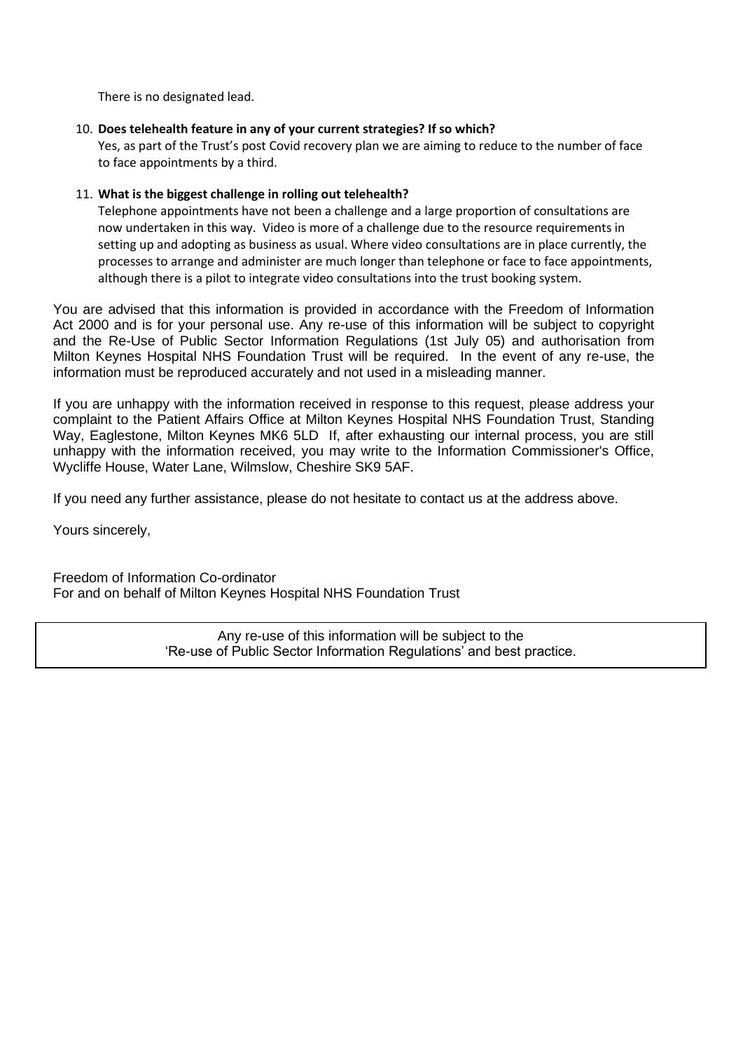There is no designated lead.

10. **Does telehealth feature in any of your current strategies? If so which?**
    Yes, as part of the Trust's post Covid recovery plan we are aiming to reduce to the number of face to face appointments by a third.

11. **What is the biggest challenge in rolling out telehealth?**
    Telephone appointments have not been a challenge and a large proportion of consultations are now undertaken in this way. Video is more of a challenge due to the resource requirements in setting up and adopting as business as usual. Where video consultations are in place currently, the processes to arrange and administer are much longer than telephone or face to face appointments, although there is a pilot to integrate video consultations into the trust booking system.

You are advised that this information is provided in accordance with the Freedom of Information Act 2000 and is for your personal use. Any re-use of this information will be subject to copyright and the Re-Use of Public Sector Information Regulations (1st July 05) and authorisation from Milton Keynes Hospital NHS Foundation Trust will be required. In the event of any re-use, the information must be reproduced accurately and not used in a misleading manner.

If you are unhappy with the information received in response to this request, please address your complaint to the Patient Affairs Office at Milton Keynes Hospital NHS Foundation Trust, Standing Way, Eaglestone, Milton Keynes MK6 5LD If, after exhausting our internal process, you are still unhappy with the information received, you may write to the Information Commissioner's Office, Wycliffe House, Water Lane, Wilmslow, Cheshire SK9 5AF.

If you need any further assistance, please do not hesitate to contact us at the address above.

Yours sincerely,

Freedom of Information Co-ordinator
For and on behalf of Milton Keynes Hospital NHS Foundation Trust

Any re-use of this information will be subject to the
'Re-use of Public Sector Information Regulations' and best practice.